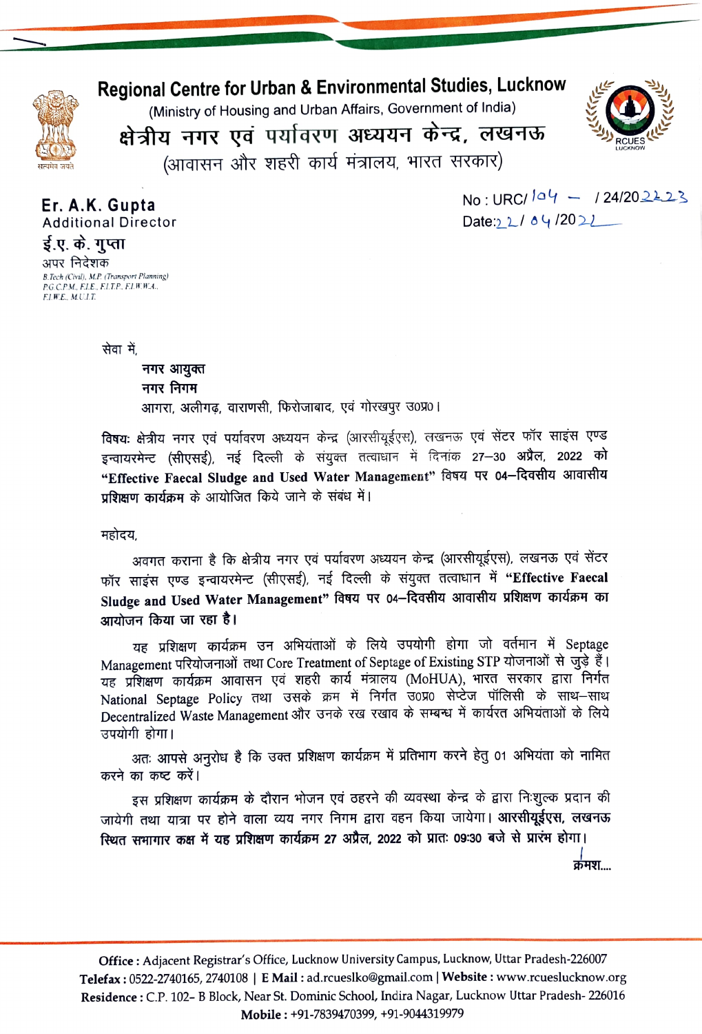# Regional Centre for Urban & Environmental Studies, Lucknow

(Ministry of Housing and Urban Affairs, Government of India)

# क्षेत्रीय नगर एवं पर्यावरण अध्ययन केन्द्र, लखनऊ

(आवासन और शहरी कार्य मंत्रालय, भारत सरकार)

**Er. A.K. Gupta**
Additional Director
**ई.ए. के. गुप्ता**
अपर निदेशक
*B.Tech (Civil), M.P. (Transport Planning)*
*P.G C.P.M., F.I.E., F.I.T.P., F.I.W.W.A.,*
*F.I.W.E., M.U.I.T.*

No : URC/ 104 – / 24/2022-23
Date: 22 / 04 /2022

सेवा में,

**नगर आयुक्त**
**नगर निगम**
आगरा, अलीगढ़, वाराणसी, फिरोजाबाद, एवं गोरखपुर उ०प्र०।

**विषयः** क्षेत्रीय नगर एवं पर्यावरण अध्ययन केन्द्र (आरसीयूईएस), लखनऊ एवं सेंटर फॉर साइंस एण्ड इन्वायरमेन्ट (सीएसई), नई दिल्ली के संयुक्त तत्वाधान में दिनांक **27–30 अप्रैल, 2022 को "Effective Faecal Sludge and Used Water Management" विषय पर 04–दिवसीय आवासीय प्रशिक्षण कार्यक्रम** के आयोजित किये जाने के संबंध में।

महोदय,

अवगत कराना है कि क्षेत्रीय नगर एवं पर्यावरण अध्ययन केन्द्र (आरसीयूईएस), लखनऊ एवं सेंटर फॉर साइंस एण्ड इन्वायरमेन्ट (सीएसई), नई दिल्ली के संयुक्त तत्वाधान में **"Effective Faecal Sludge and Used Water Management" विषय पर 04–दिवसीय आवासीय प्रशिक्षण कार्यक्रम का आयोजन किया जा रहा है।**

यह प्रशिक्षण कार्यक्रम उन अभियंताओं के लिये उपयोगी होगा जो वर्तमान में Septage Management परियोजनाओं तथा Core Treatment of Septage of Existing STP योजनाओं से जुड़े हैं। यह प्रशिक्षण कार्यक्रम आवासन एवं शहरी कार्य मंत्रालय (MoHUA), भारत सरकार द्वारा निर्गत National Septage Policy तथा उसके क्रम में निर्गत उ०प्र० सेप्टेज पॉलिसी के साथ–साथ Decentralized Waste Management और उनके रख रखाव के सम्बन्ध में कार्यरत अभियंताओं के लिये उपयोगी होगा।

अतः आपसे अनुरोध है कि उक्त प्रशिक्षण कार्यक्रम में प्रतिभाग करने हेतु 01 अभियंता को नामित करने का कष्ट करें।

इस प्रशिक्षण कार्यक्रम के दौरान भोजन एवं ठहरने की व्यवस्था केन्द्र के द्वारा निःशुल्क प्रदान की जायेगी तथा यात्रा पर होने वाला व्यय नगर निगम द्वारा वहन किया जायेगा। **आरसीयूईएस, लखनऊ स्थित सभागार कक्ष में यह प्रशिक्षण कार्यक्रम 27 अप्रैल, 2022 को प्रातः 09:30 बजे से प्रारंभ होगा।**

क्रमशः....

**Office :** Adjacent Registrar's Office, Lucknow University Campus, Lucknow, Uttar Pradesh-226007
**Telefax :** 0522-2740165, 2740108 | **E Mail :** ad.rcueslko@gmail.com | **Website :** www.rcueslucknow.org
**Residence :** C.P. 102– B Block, Near St. Dominic School, Indira Nagar, Lucknow Uttar Pradesh- 226016
**Mobile :** +91-7839470399, +91-9044319979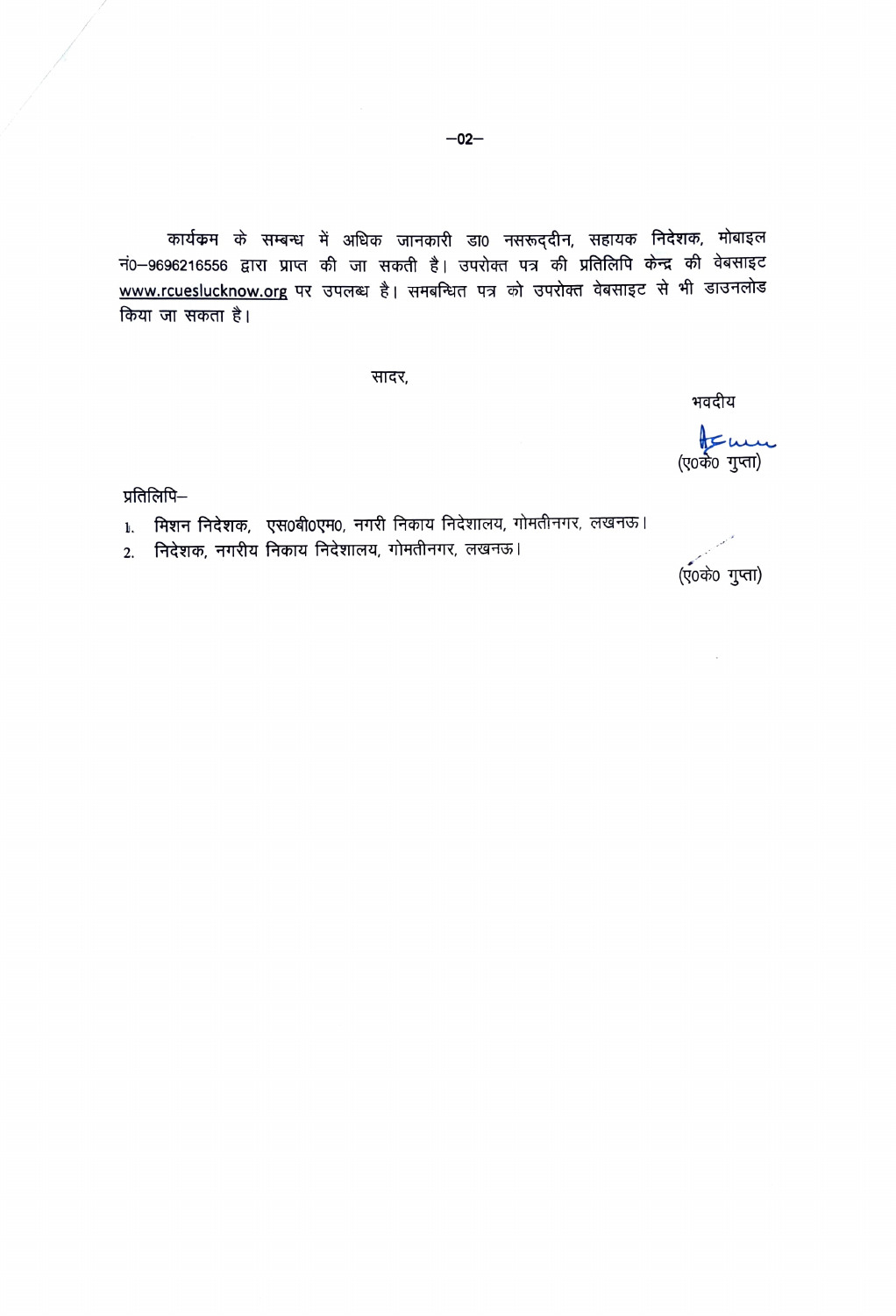कार्यक्रम के सम्बन्ध में अधिक जानकारी डा0 नसरूद्दीन, सहायक निदेशक, मोबाइल नं0–9696216556 द्वारा प्राप्त की जा सकती है। उपरोक्त पत्र की प्रतिलिपि केन्द्र की वेबसाइट www.rcueslucknow.org पर उपलब्ध है। समबन्धित पत्र को उपरोक्त वेबसाइट से भी डाउनलोड किया जा सकता है।

सादर,

भवदीय

(ए0के0 गुप्ता)

प्रतिलिपि–

1. मिशन निदेशक, एस0बी0एम0, नगरी निकाय निदेशालय, गोमतीनगर, लखनऊ।
2. निदेशक, नगरीय निकाय निदेशालय, गोमतीनगर, लखनऊ।

(ए0के0 गुप्ता)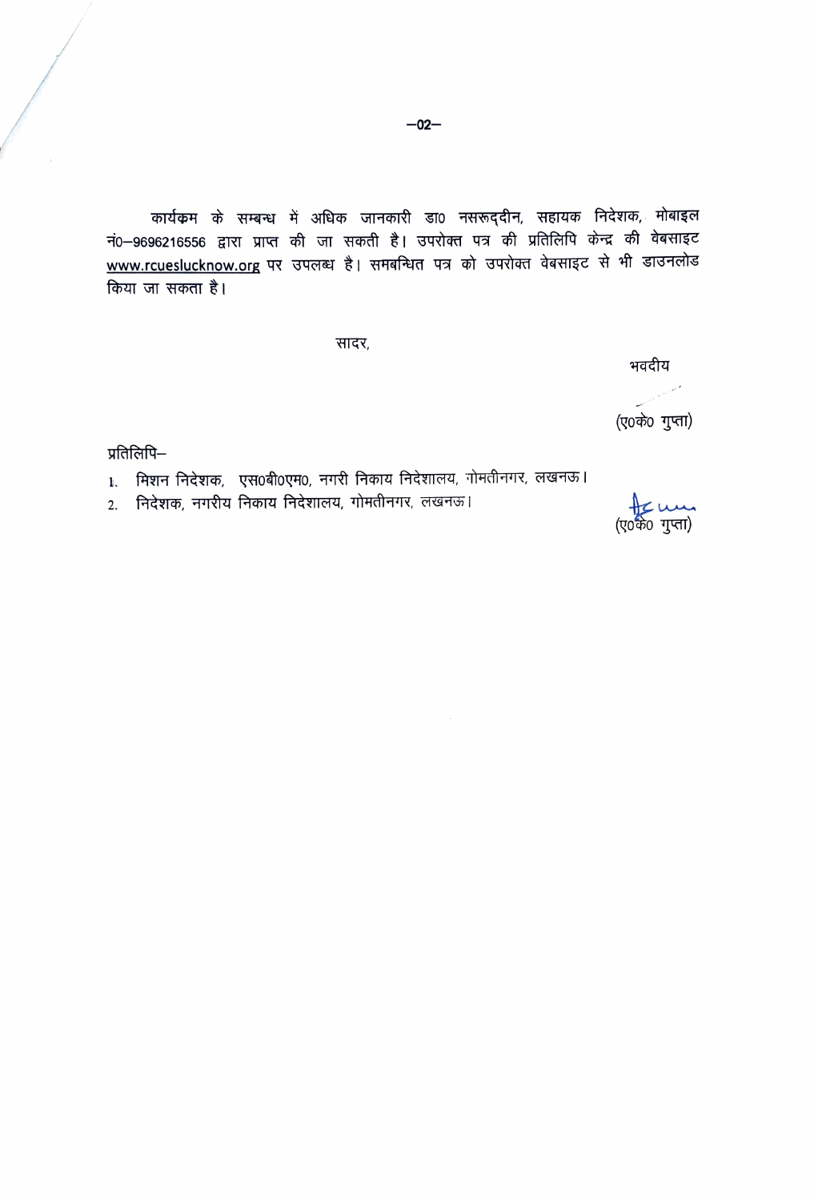कार्यक्रम के सम्बन्ध में अधिक जानकारी डा0 नसरूद्दीन, सहायक निदेशक, मोबाइल नं0–9696216556 द्वारा प्राप्त की जा सकती है। उपरोक्त पत्र की प्रतिलिपि केन्द्र की वेबसाइट www.rcueslucknow.org पर उपलब्ध है। समबन्धित पत्र को उपरोक्त वेबसाइट से भी डाउनलोड किया जा सकता है।

सादर,

भवदीय

(ए0के0 गुप्ता)

प्रतिलिपि–

1. मिशन निदेशक, एस0बी0एम0, नगरी निकाय निदेशालय, गोमतीनगर, लखनऊ।
2. निदेशक, नगरीय निकाय निदेशालय, गोमतीनगर, लखनऊ।

(ए0के0 गुप्ता)